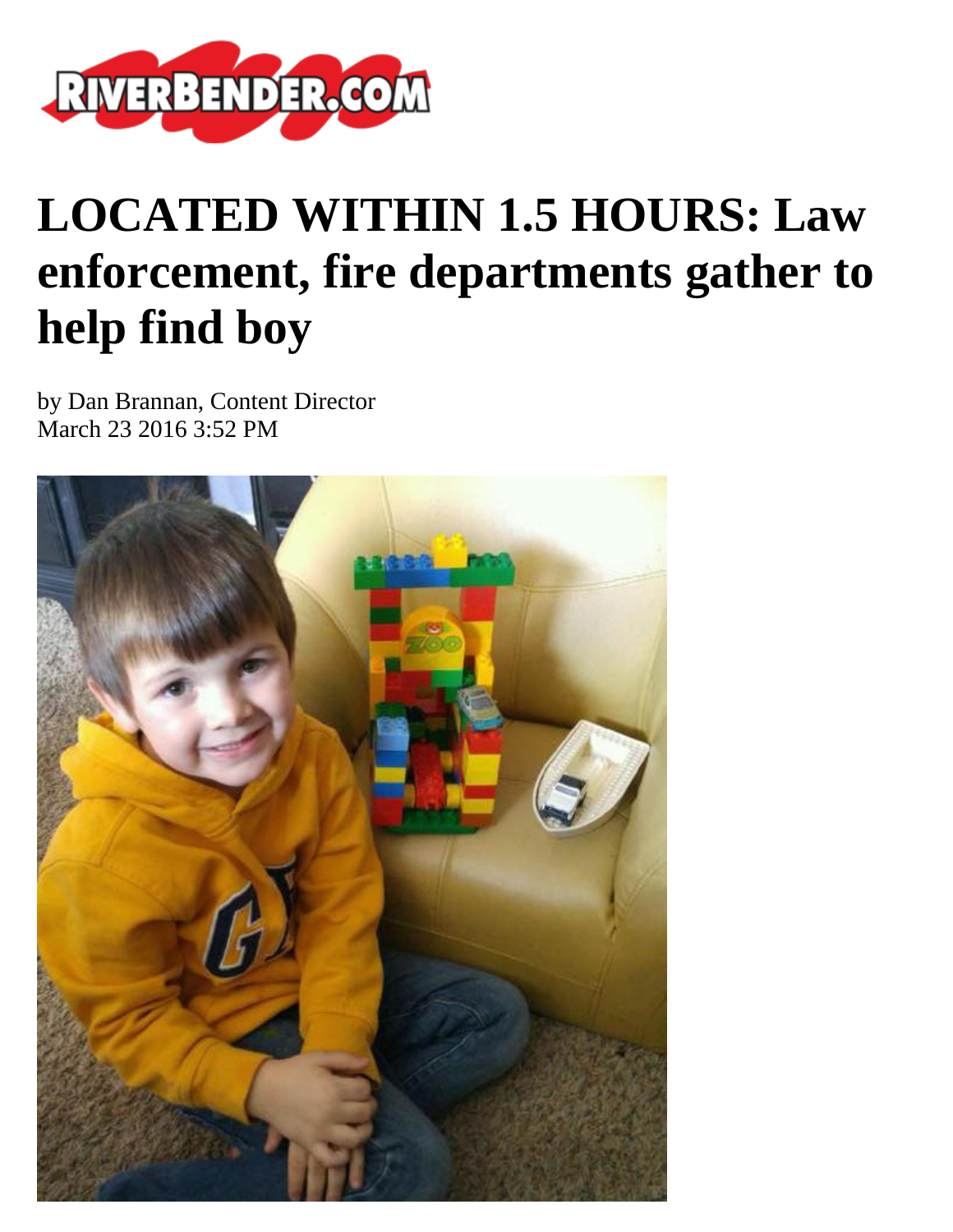# LOCATED WITHIN 1.5 HOURS: Law enforcement, fire departments gather to help find boy

by Dan Brannan, Content Director
March 23 2016 3:52 PM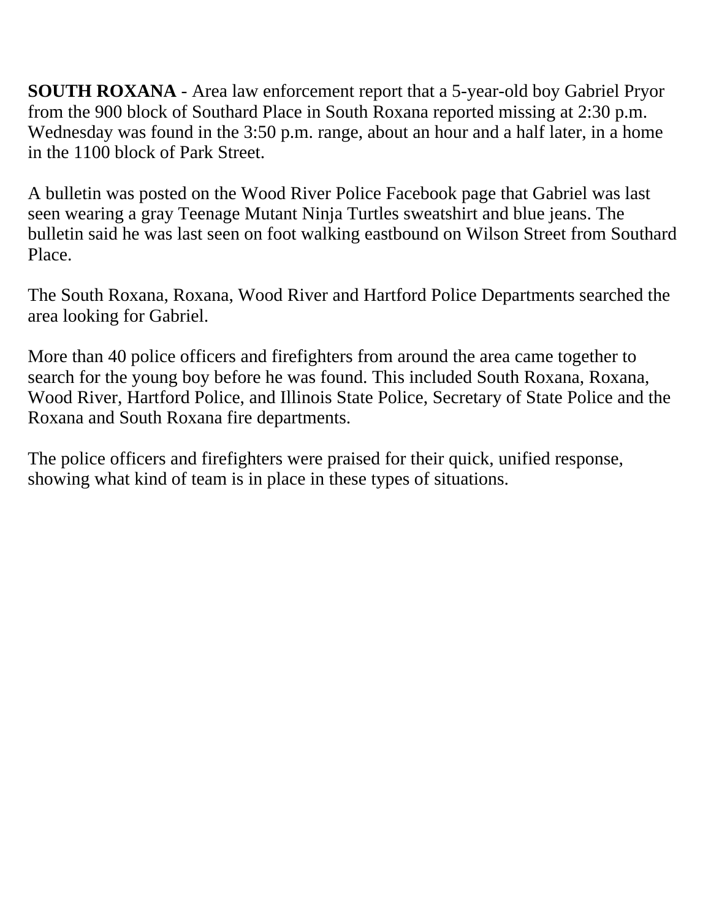**SOUTH ROXANA** - Area law enforcement report that a 5-year-old boy Gabriel Pryor from the 900 block of Southard Place in South Roxana reported missing at 2:30 p.m. Wednesday was found in the 3:50 p.m. range, about an hour and a half later, in a home in the 1100 block of Park Street.

A bulletin was posted on the Wood River Police Facebook page that Gabriel was last seen wearing a gray Teenage Mutant Ninja Turtles sweatshirt and blue jeans. The bulletin said he was last seen on foot walking eastbound on Wilson Street from Southard Place.

The South Roxana, Roxana, Wood River and Hartford Police Departments searched the area looking for Gabriel.

More than 40 police officers and firefighters from around the area came together to search for the young boy before he was found. This included South Roxana, Roxana, Wood River, Hartford Police, and Illinois State Police, Secretary of State Police and the Roxana and South Roxana fire departments.

The police officers and firefighters were praised for their quick, unified response, showing what kind of team is in place in these types of situations.